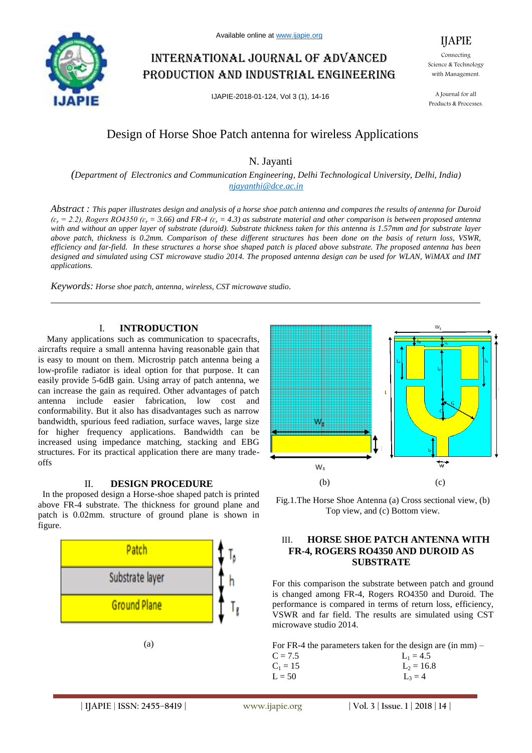# Design of Horse Shoe Patch antenna for wireless Applications

N. Jayanti

*(Department of Electronics and Communication Engineering, Delhi Technological University, Delhi, India)*
*njayanthi@dce.ac.in*

*Abstract :* *This paper illustrates design and analysis of a horse shoe patch antenna and compares the results of antenna for Duroid ($\varepsilon_r$ = 2.2), Rogers RO4350 ($\varepsilon_r$ = 3.66) and FR-4 ($\varepsilon_r$ = 4.3) as substrate material and other comparison is between proposed antenna with and without an upper layer of substrate (duroid). Substrate thickness taken for this antenna is 1.57mm and for substrate layer above patch, thickness is 0.2mm. Comparison of these different structures has been done on the basis of return loss, VSWR, efficiency and far-field. In these structures a horse shoe shaped patch is placed above substrate. The proposed antenna has been designed and simulated using CST microwave studio 2014. The proposed antenna design can be used for WLAN, WiMAX and IMT applications.*

*Keywords: Horse shoe patch, antenna, wireless, CST microwave studio.*

## I. INTRODUCTION

Many applications such as communication to spacecrafts, aircrafts require a small antenna having reasonable gain that is easy to mount on them. Microstrip patch antenna being a low-profile radiator is ideal option for that purpose. It can easily provide 5-6dB gain. Using array of patch antenna, we can increase the gain as required. Other advantages of patch antenna include easier fabrication, low cost and conformability. But it also has disadvantages such as narrow bandwidth, spurious feed radiation, surface waves, large size for higher frequency applications. Bandwidth can be increased using impedance matching, stacking and EBG structures. For its practical application there are many trade-offs

## II. DESIGN PROCEDURE

In the proposed design a Horse-shoe shaped patch is printed above FR-4 substrate. The thickness for ground plane and patch is 0.02mm. structure of ground plane is shown in figure.

Fig.1.The Horse Shoe Antenna (a) Cross sectional view, (b) Top view, and (c) Bottom view.

## III. HORSE SHOE PATCH ANTENNA WITH FR-4, ROGERS RO4350 AND DUROID AS SUBSTRATE

For this comparison the substrate between patch and ground is changed among FR-4, Rogers RO4350 and Duroid. The performance is compared in terms of return loss, efficiency, VSWR and far field. The results are simulated using CST microwave studio 2014.

For FR-4 the parameters taken for the design are (in mm) –

| | |
|---|---|
| C = 7.5 | $L_1$ = 4.5 |
| $C_1$ = 15 | $L_2$ = 16.8 |
| L = 50 | $L_3$ = 4 |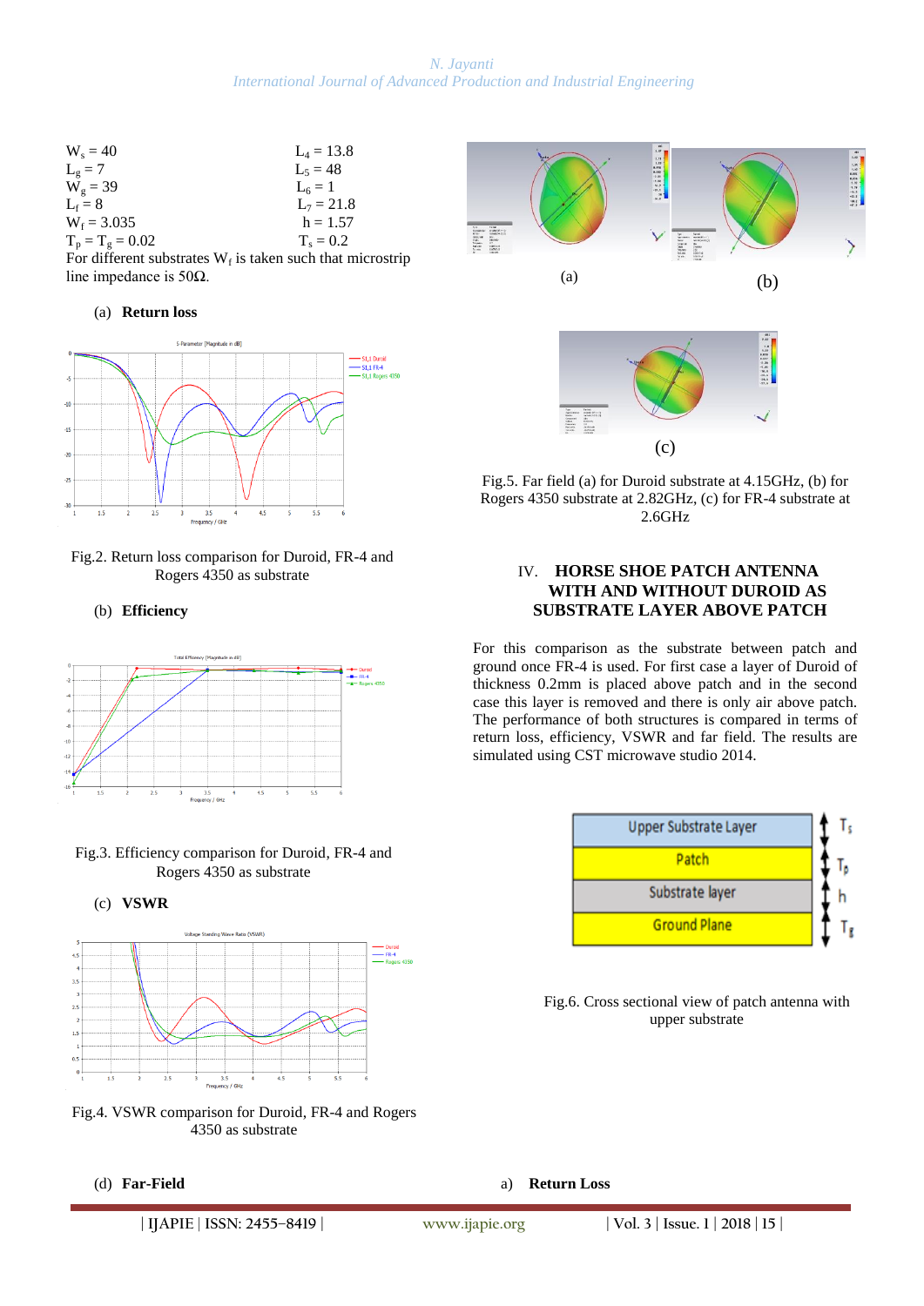$W_s = 40$ $L_4 = 13.8$
$L_g = 7$ $L_5 = 48$
$W_g = 39$ $L_6 = 1$
$L_f = 8$ $L_7 = 21.8$
$W_f = 3.035$ $h = 1.57$
$T_p = T_g = 0.02$ $T_s = 0.2$

For different substrates $W_f$ is taken such that microstrip line impedance is 50Ω.

(a) **Return loss**

Fig.2. Return loss comparison for Duroid, FR-4 and Rogers 4350 as substrate

(b) **Efficiency**

Fig.3. Efficiency comparison for Duroid, FR-4 and Rogers 4350 as substrate

(c) **VSWR**

Fig.4. VSWR comparison for Duroid, FR-4 and Rogers 4350 as substrate

(d) **Far-Field**

(a) (b)

(c)

Fig.5. Far field (a) for Duroid substrate at 4.15GHz, (b) for Rogers 4350 substrate at 2.82GHz, (c) for FR-4 substrate at 2.6GHz

## IV. HORSE SHOE PATCH ANTENNA WITH AND WITHOUT DUROID AS SUBSTRATE LAYER ABOVE PATCH

For this comparison as the substrate between patch and ground once FR-4 is used. For first case a layer of Duroid of thickness 0.2mm is placed above patch and in the second case this layer is removed and there is only air above patch. The performance of both structures is compared in terms of return loss, efficiency, VSWR and far field. The results are simulated using CST microwave studio 2014.

| Upper Substrate Layer | $T_s$ |
|---|---|
| Patch | $T_p$ |
| Substrate layer | h |
| Ground Plane | $T_g$ |

Fig.6. Cross sectional view of patch antenna with upper substrate

a) **Return Loss**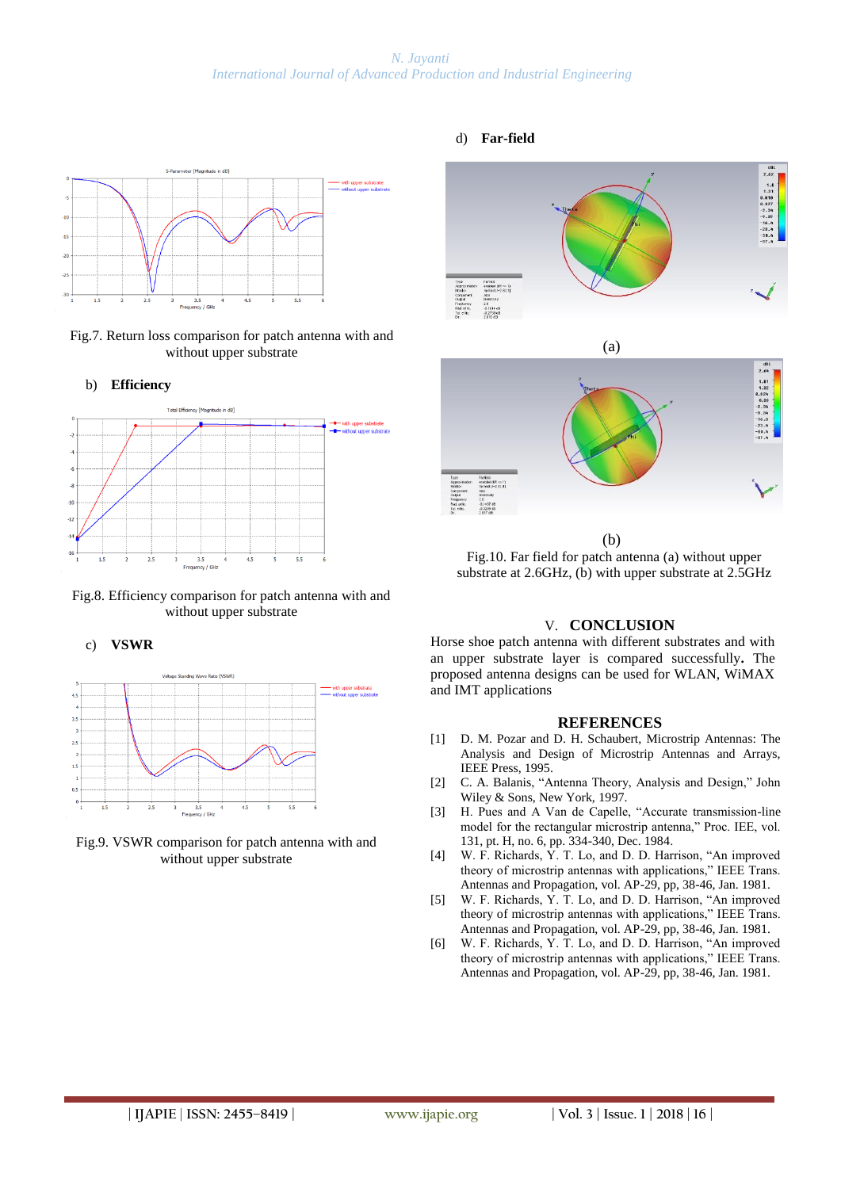S-Parameter [Magnitude in dB]

with upper substrate
without upper substrate

Frequency / GHz

Fig.7. Return loss comparison for patch antenna with and without upper substrate

b) **Efficiency**

Total Efficiency [Magnitude in dB]

with upper substrate
without upper substrate

Frequency / GHz

Fig.8. Efficiency comparison for patch antenna with and without upper substrate

c) **VSWR**

Voltage Standing Wave Ratio (VSWR)

with upper substrate
without upper substrate

Frequency / GHz

Fig.9. VSWR comparison for patch antenna with and without upper substrate

d) **Far-field**

(a)

(b)

Fig.10. Far field for patch antenna (a) without upper substrate at 2.6GHz, (b) with upper substrate at 2.5GHz

## V. CONCLUSION

Horse shoe patch antenna with different substrates and with an upper substrate layer is compared successfully**.** The proposed antenna designs can be used for WLAN, WiMAX and IMT applications

## REFERENCES

[1] D. M. Pozar and D. H. Schaubert, Microstrip Antennas: The Analysis and Design of Microstrip Antennas and Arrays, IEEE Press, 1995.

[2] C. A. Balanis, "Antenna Theory, Analysis and Design," John Wiley & Sons, New York, 1997.

[3] H. Pues and A Van de Capelle, "Accurate transmission-line model for the rectangular microstrip antenna," Proc. IEE, vol. 131, pt. H, no. 6, pp. 334-340, Dec. 1984.

[4] W. F. Richards, Y. T. Lo, and D. D. Harrison, "An improved theory of microstrip antennas with applications," IEEE Trans. Antennas and Propagation, vol. AP-29, pp, 38-46, Jan. 1981.

[5] W. F. Richards, Y. T. Lo, and D. D. Harrison, "An improved theory of microstrip antennas with applications," IEEE Trans. Antennas and Propagation, vol. AP-29, pp, 38-46, Jan. 1981.

[6] W. F. Richards, Y. T. Lo, and D. D. Harrison, "An improved theory of microstrip antennas with applications," IEEE Trans. Antennas and Propagation, vol. AP-29, pp, 38-46, Jan. 1981.